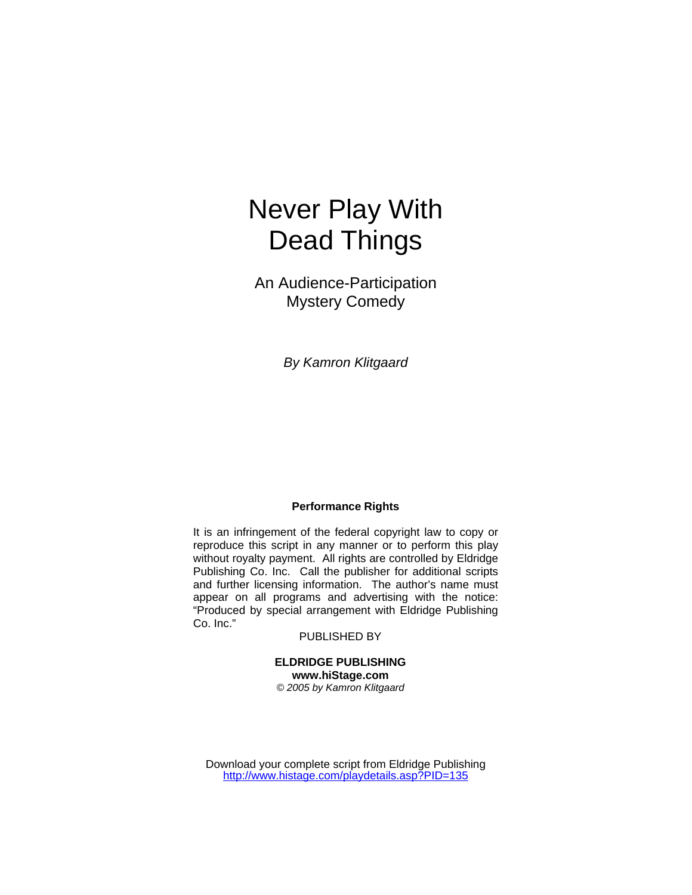# Never Play With Dead Things

## An Audience-Participation Mystery Comedy

*By Kamron Klitgaard*

**Performance Rights**

It is an infringement of the federal copyright law to copy or reproduce this script in any manner or to perform this play without royalty payment. All rights are controlled by Eldridge Publishing Co. Inc. Call the publisher for additional scripts and further licensing information. The author's name must appear on all programs and advertising with the notice: "Produced by special arrangement with Eldridge Publishing Co. Inc."

PUBLISHED BY

**ELDRIDGE PUBLISHING**
**www.hiStage.com**
*© 2005 by Kamron Klitgaard*

Download your complete script from Eldridge Publishing
http://www.histage.com/playdetails.asp?PID=135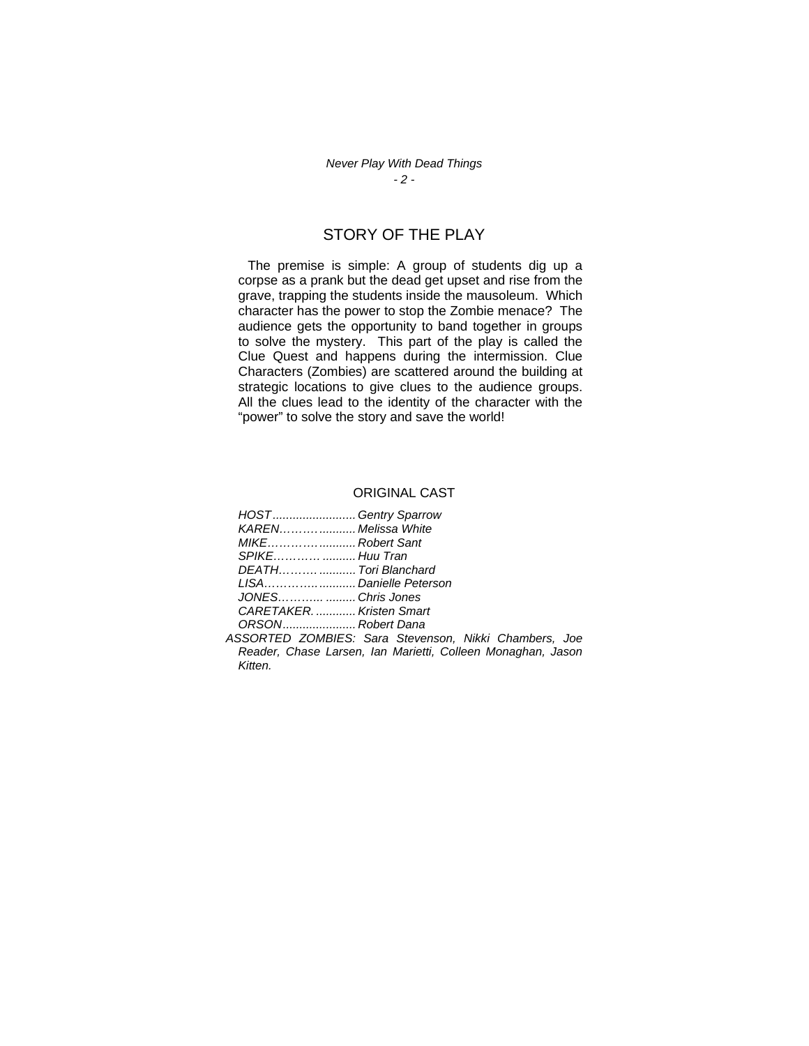## STORY OF THE PLAY

The premise is simple: A group of students dig up a corpse as a prank but the dead get upset and rise from the grave, trapping the students inside the mausoleum. Which character has the power to stop the Zombie menace? The audience gets the opportunity to band together in groups to solve the mystery. This part of the play is called the Clue Quest and happens during the intermission. Clue Characters (Zombies) are scattered around the building at strategic locations to give clues to the audience groups. All the clues lead to the identity of the character with the "power" to solve the story and save the world!

## ORIGINAL CAST

*HOST......................... Gentry Sparrow*
*KAREN……….......... Melissa White*
*MIKE…………........... Robert Sant*
*SPIKE………… .......... Huu Tran*
*DEATH………. ........... Tori Blanchard*
*LISA…………............ Danielle Peterson*
*JONES……….. ......... Chris Jones*
*CARETAKER. ............ Kristen Smart*
*ORSON...................... Robert Dana*
*ASSORTED ZOMBIES: Sara Stevenson, Nikki Chambers, Joe Reader, Chase Larsen, Ian Marietti, Colleen Monaghan, Jason Kitten.*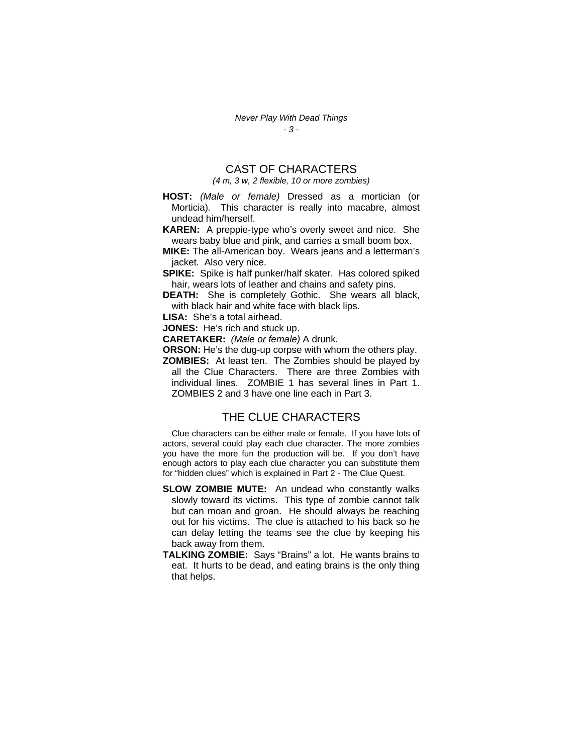# CAST OF CHARACTERS

*(4 m, 3 w, 2 flexible, 10 or more zombies)*

**HOST:** *(Male or female)* Dressed as a mortician (or Morticia). This character is really into macabre, almost undead him/herself.

**KAREN:** A preppie-type who's overly sweet and nice. She wears baby blue and pink, and carries a small boom box.

**MIKE:** The all-American boy. Wears jeans and a letterman's jacket. Also very nice.

**SPIKE:** Spike is half punker/half skater. Has colored spiked hair, wears lots of leather and chains and safety pins.

**DEATH:** She is completely Gothic. She wears all black, with black hair and white face with black lips.

**LISA:** She's a total airhead.

**JONES:** He's rich and stuck up.

**CARETAKER:** *(Male or female)* A drunk.

**ORSON:** He's the dug-up corpse with whom the others play.

**ZOMBIES:** At least ten. The Zombies should be played by all the Clue Characters. There are three Zombies with individual lines. ZOMBIE 1 has several lines in Part 1. ZOMBIES 2 and 3 have one line each in Part 3.

## THE CLUE CHARACTERS

Clue characters can be either male or female. If you have lots of actors, several could play each clue character. The more zombies you have the more fun the production will be. If you don't have enough actors to play each clue character you can substitute them for "hidden clues" which is explained in Part 2 - The Clue Quest.

**SLOW ZOMBIE MUTE:** An undead who constantly walks slowly toward its victims. This type of zombie cannot talk but can moan and groan. He should always be reaching out for his victims. The clue is attached to his back so he can delay letting the teams see the clue by keeping his back away from them.

**TALKING ZOMBIE:** Says "Brains" a lot. He wants brains to eat. It hurts to be dead, and eating brains is the only thing that helps.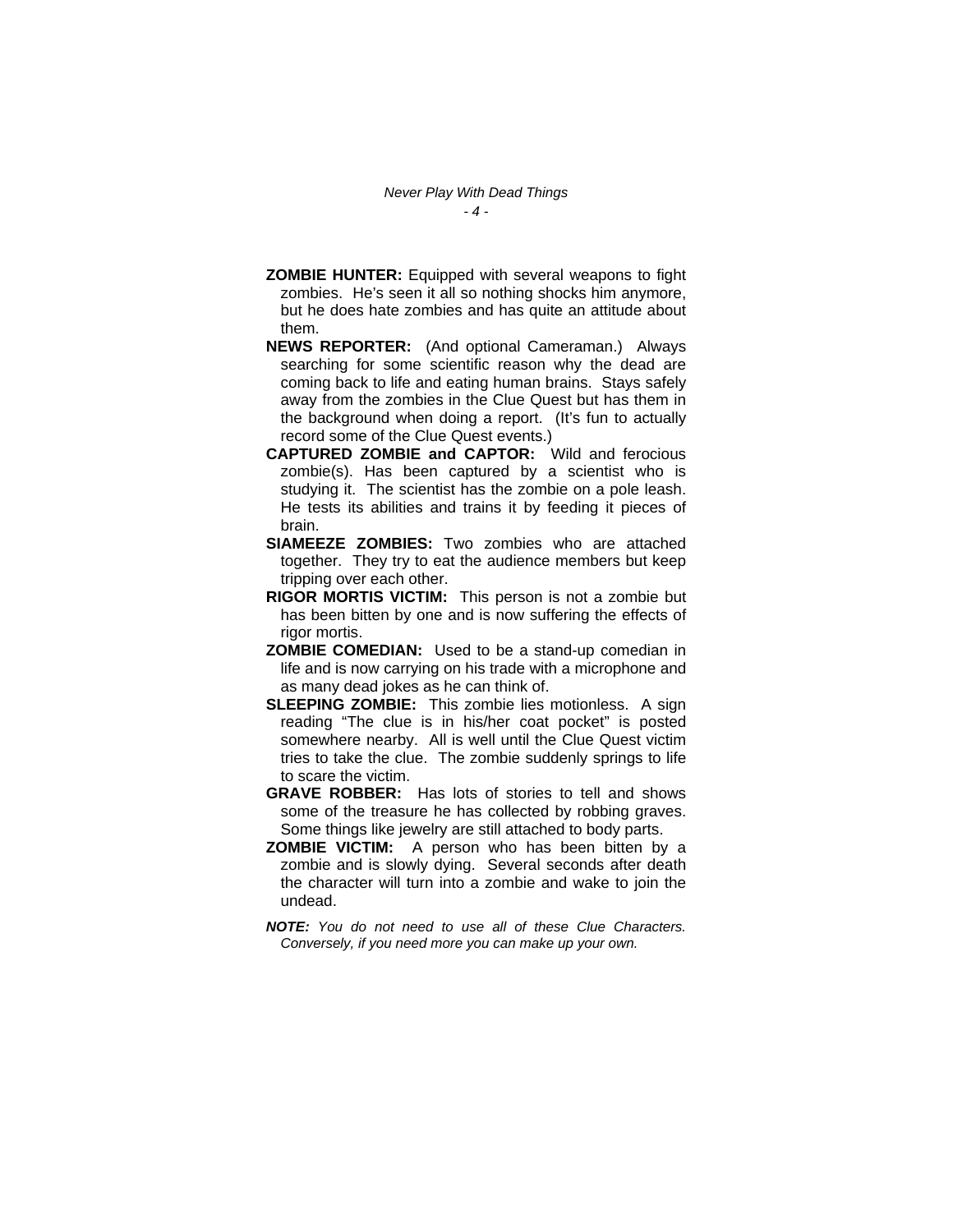**ZOMBIE HUNTER:** Equipped with several weapons to fight zombies. He's seen it all so nothing shocks him anymore, but he does hate zombies and has quite an attitude about them.

**NEWS REPORTER:** (And optional Cameraman.) Always searching for some scientific reason why the dead are coming back to life and eating human brains. Stays safely away from the zombies in the Clue Quest but has them in the background when doing a report. (It's fun to actually record some of the Clue Quest events.)

**CAPTURED ZOMBIE and CAPTOR:** Wild and ferocious zombie(s). Has been captured by a scientist who is studying it. The scientist has the zombie on a pole leash. He tests its abilities and trains it by feeding it pieces of brain.

**SIAMEEZE ZOMBIES:** Two zombies who are attached together. They try to eat the audience members but keep tripping over each other.

**RIGOR MORTIS VICTIM:** This person is not a zombie but has been bitten by one and is now suffering the effects of rigor mortis.

**ZOMBIE COMEDIAN:** Used to be a stand-up comedian in life and is now carrying on his trade with a microphone and as many dead jokes as he can think of.

**SLEEPING ZOMBIE:** This zombie lies motionless. A sign reading "The clue is in his/her coat pocket" is posted somewhere nearby. All is well until the Clue Quest victim tries to take the clue. The zombie suddenly springs to life to scare the victim.

**GRAVE ROBBER:** Has lots of stories to tell and shows some of the treasure he has collected by robbing graves. Some things like jewelry are still attached to body parts.

**ZOMBIE VICTIM:** A person who has been bitten by a zombie and is slowly dying. Several seconds after death the character will turn into a zombie and wake to join the undead.

***NOTE:*** *You do not need to use all of these Clue Characters. Conversely, if you need more you can make up your own.*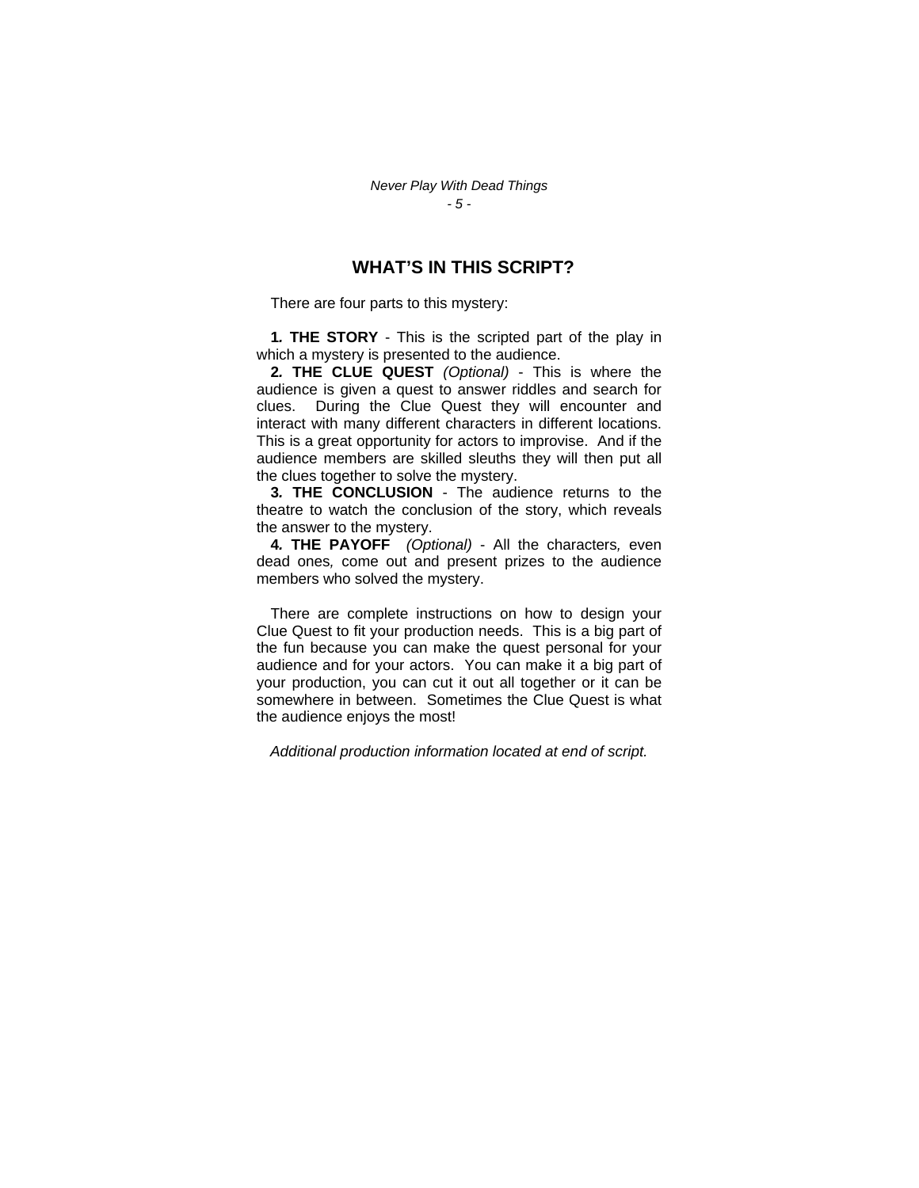## WHAT'S IN THIS SCRIPT?

There are four parts to this mystery:

**1. THE STORY** - This is the scripted part of the play in which a mystery is presented to the audience.

**2. THE CLUE QUEST** *(Optional)* - This is where the audience is given a quest to answer riddles and search for clues. During the Clue Quest they will encounter and interact with many different characters in different locations. This is a great opportunity for actors to improvise. And if the audience members are skilled sleuths they will then put all the clues together to solve the mystery.

**3. THE CONCLUSION** - The audience returns to the theatre to watch the conclusion of the story, which reveals the answer to the mystery.

**4. THE PAYOFF** *(Optional)* - All the characters*,* even dead ones*,* come out and present prizes to the audience members who solved the mystery.

There are complete instructions on how to design your Clue Quest to fit your production needs. This is a big part of the fun because you can make the quest personal for your audience and for your actors. You can make it a big part of your production, you can cut it out all together or it can be somewhere in between. Sometimes the Clue Quest is what the audience enjoys the most!

*Additional production information located at end of script.*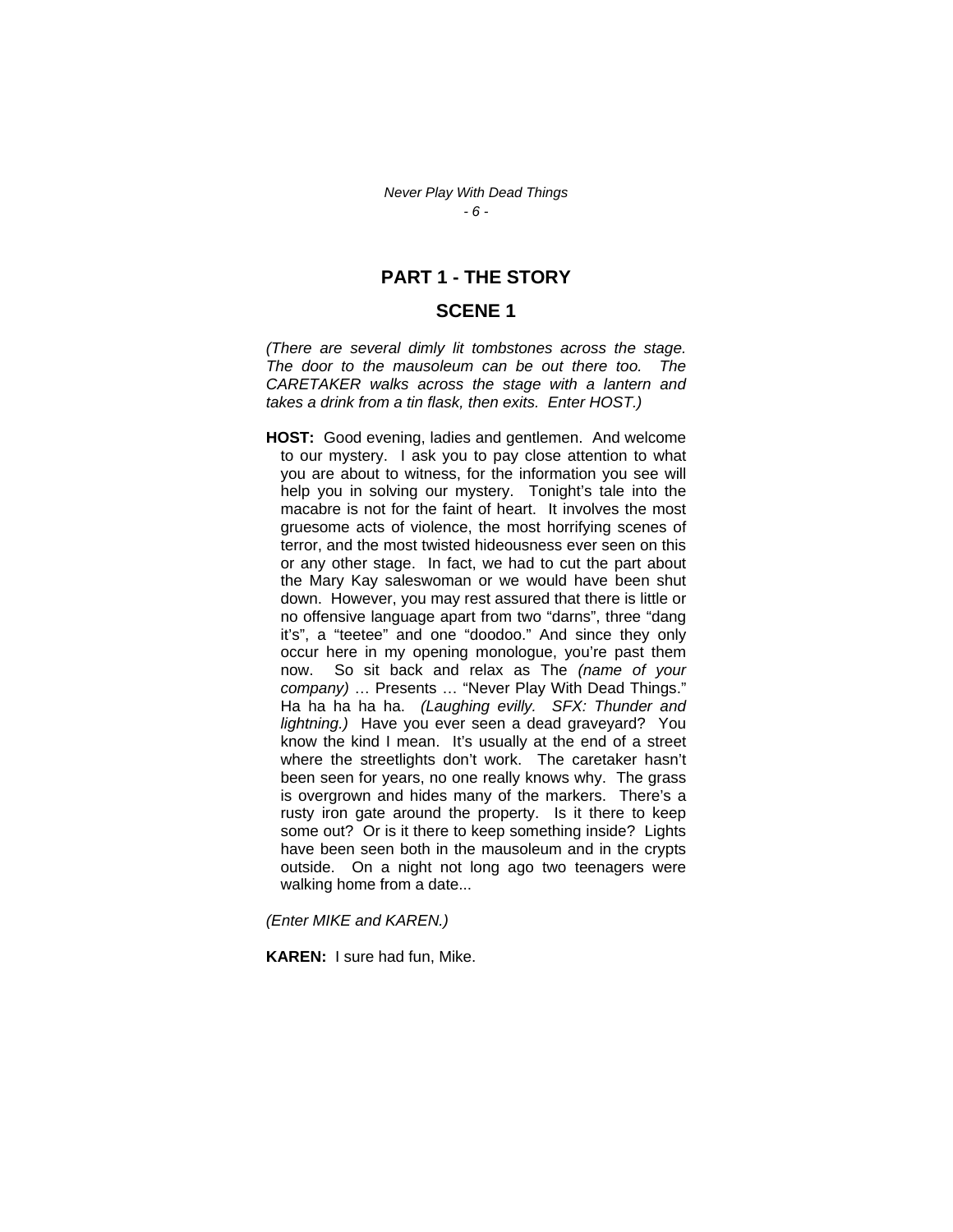## PART 1 - THE STORY

### SCENE 1

*(There are several dimly lit tombstones across the stage. The door to the mausoleum can be out there too. The CARETAKER walks across the stage with a lantern and takes a drink from a tin flask, then exits. Enter HOST.)*

**HOST:** Good evening, ladies and gentlemen. And welcome to our mystery. I ask you to pay close attention to what you are about to witness, for the information you see will help you in solving our mystery. Tonight's tale into the macabre is not for the faint of heart. It involves the most gruesome acts of violence, the most horrifying scenes of terror, and the most twisted hideousness ever seen on this or any other stage. In fact, we had to cut the part about the Mary Kay saleswoman or we would have been shut down. However, you may rest assured that there is little or no offensive language apart from two "darns", three "dang it's", a "teetee" and one "doodoo." And since they only occur here in my opening monologue, you're past them now. So sit back and relax as The *(name of your company)* … Presents … "Never Play With Dead Things." Ha ha ha ha ha. *(Laughing evilly. SFX: Thunder and lightning.)* Have you ever seen a dead graveyard? You know the kind I mean. It's usually at the end of a street where the streetlights don't work. The caretaker hasn't been seen for years, no one really knows why. The grass is overgrown and hides many of the markers. There's a rusty iron gate around the property. Is it there to keep some out? Or is it there to keep something inside? Lights have been seen both in the mausoleum and in the crypts outside. On a night not long ago two teenagers were walking home from a date...

*(Enter MIKE and KAREN.)*

**KAREN:** I sure had fun, Mike.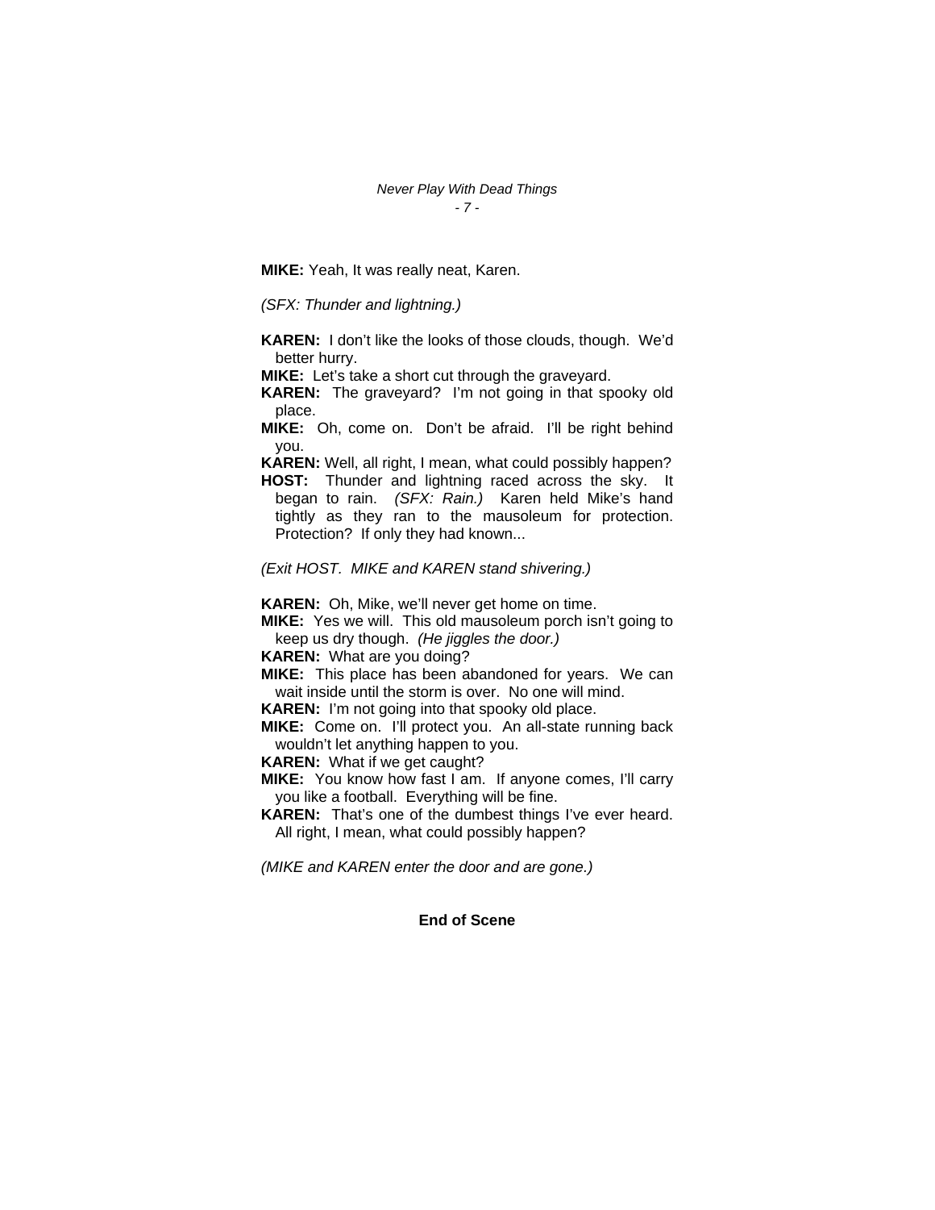**MIKE:** Yeah, It was really neat, Karen.

*(SFX: Thunder and lightning.)*

**KAREN:** I don't like the looks of those clouds, though. We'd better hurry.

**MIKE:** Let's take a short cut through the graveyard.

**KAREN:** The graveyard? I'm not going in that spooky old place.

**MIKE:** Oh, come on. Don't be afraid. I'll be right behind you.

**KAREN:** Well, all right, I mean, what could possibly happen?

**HOST:** Thunder and lightning raced across the sky. It began to rain. *(SFX: Rain.)* Karen held Mike's hand tightly as they ran to the mausoleum for protection. Protection? If only they had known...

*(Exit HOST. MIKE and KAREN stand shivering.)*

**KAREN:** Oh, Mike, we'll never get home on time.

**MIKE:** Yes we will. This old mausoleum porch isn't going to keep us dry though. *(He jiggles the door.)*

**KAREN:** What are you doing?

**MIKE:** This place has been abandoned for years. We can wait inside until the storm is over. No one will mind.

**KAREN:** I'm not going into that spooky old place.

**MIKE:** Come on. I'll protect you. An all-state running back wouldn't let anything happen to you.

**KAREN:** What if we get caught?

**MIKE:** You know how fast I am. If anyone comes, I'll carry you like a football. Everything will be fine.

**KAREN:** That's one of the dumbest things I've ever heard. All right, I mean, what could possibly happen?

*(MIKE and KAREN enter the door and are gone.)*

**End of Scene**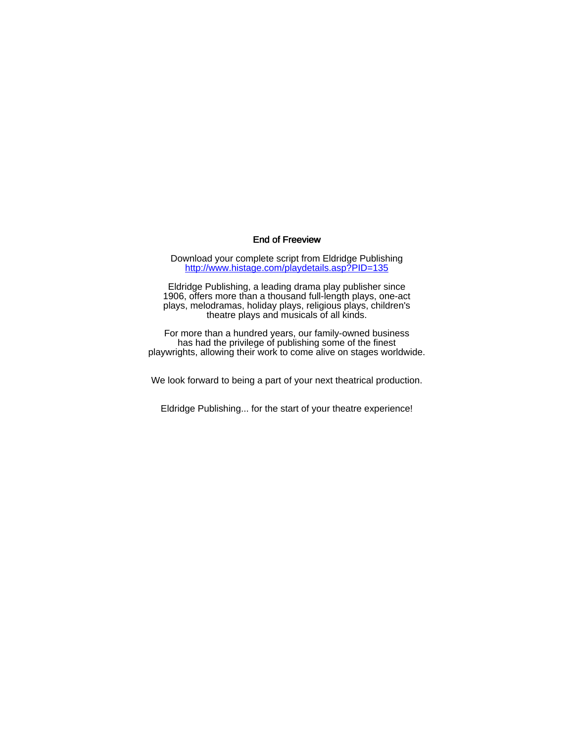**End of Freeview**

Download your complete script from Eldridge Publishing
[http://www.histage.com/playdetails.asp?PID=135](http://www.histage.com/playdetails.asp?PID=135)

Eldridge Publishing, a leading drama play publisher since 1906, offers more than a thousand full-length plays, one-act plays, melodramas, holiday plays, religious plays, children's theatre plays and musicals of all kinds.

For more than a hundred years, our family-owned business has had the privilege of publishing some of the finest playwrights, allowing their work to come alive on stages worldwide.

We look forward to being a part of your next theatrical production.

Eldridge Publishing... for the start of your theatre experience!